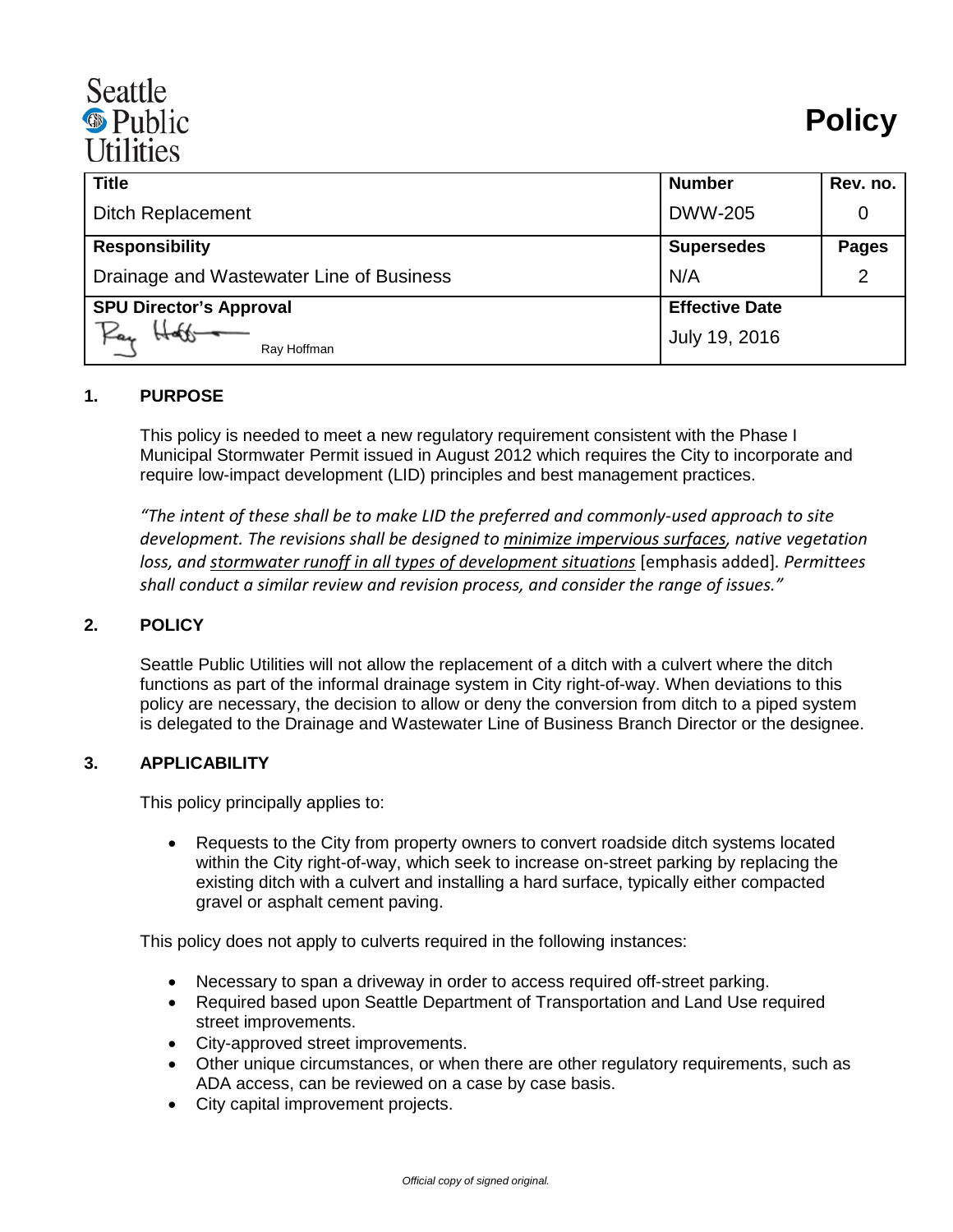Seattle Public Utilities

# Policy

| Title | Number | Rev. no. |
|---|---|---|
| Ditch Replacement | DWW-205 | 0 |
| **Responsibility** | **Supersedes** | **Pages** |
| Drainage and Wastewater Line of Business | N/A | 2 |
| **SPU Director's Approval** | **Effective Date** | |
| Ray Hoffman | July 19, 2016 | |

## 1. PURPOSE

This policy is needed to meet a new regulatory requirement consistent with the Phase I Municipal Stormwater Permit issued in August 2012 which requires the City to incorporate and require low-impact development (LID) principles and best management practices.

*"The intent of these shall be to make LID the preferred and commonly-used approach to site development. The revisions shall be designed to minimize impervious surfaces, native vegetation loss, and stormwater runoff in all types of development situations* [emphasis added]*. Permittees shall conduct a similar review and revision process, and consider the range of issues."*

## 2. POLICY

Seattle Public Utilities will not allow the replacement of a ditch with a culvert where the ditch functions as part of the informal drainage system in City right-of-way. When deviations to this policy are necessary, the decision to allow or deny the conversion from ditch to a piped system is delegated to the Drainage and Wastewater Line of Business Branch Director or the designee.

## 3. APPLICABILITY

This policy principally applies to:

- Requests to the City from property owners to convert roadside ditch systems located within the City right-of-way, which seek to increase on-street parking by replacing the existing ditch with a culvert and installing a hard surface, typically either compacted gravel or asphalt cement paving.

This policy does not apply to culverts required in the following instances:

- Necessary to span a driveway in order to access required off-street parking.
- Required based upon Seattle Department of Transportation and Land Use required street improvements.
- City-approved street improvements.
- Other unique circumstances, or when there are other regulatory requirements, such as ADA access, can be reviewed on a case by case basis.
- City capital improvement projects.

*Official copy of signed original.*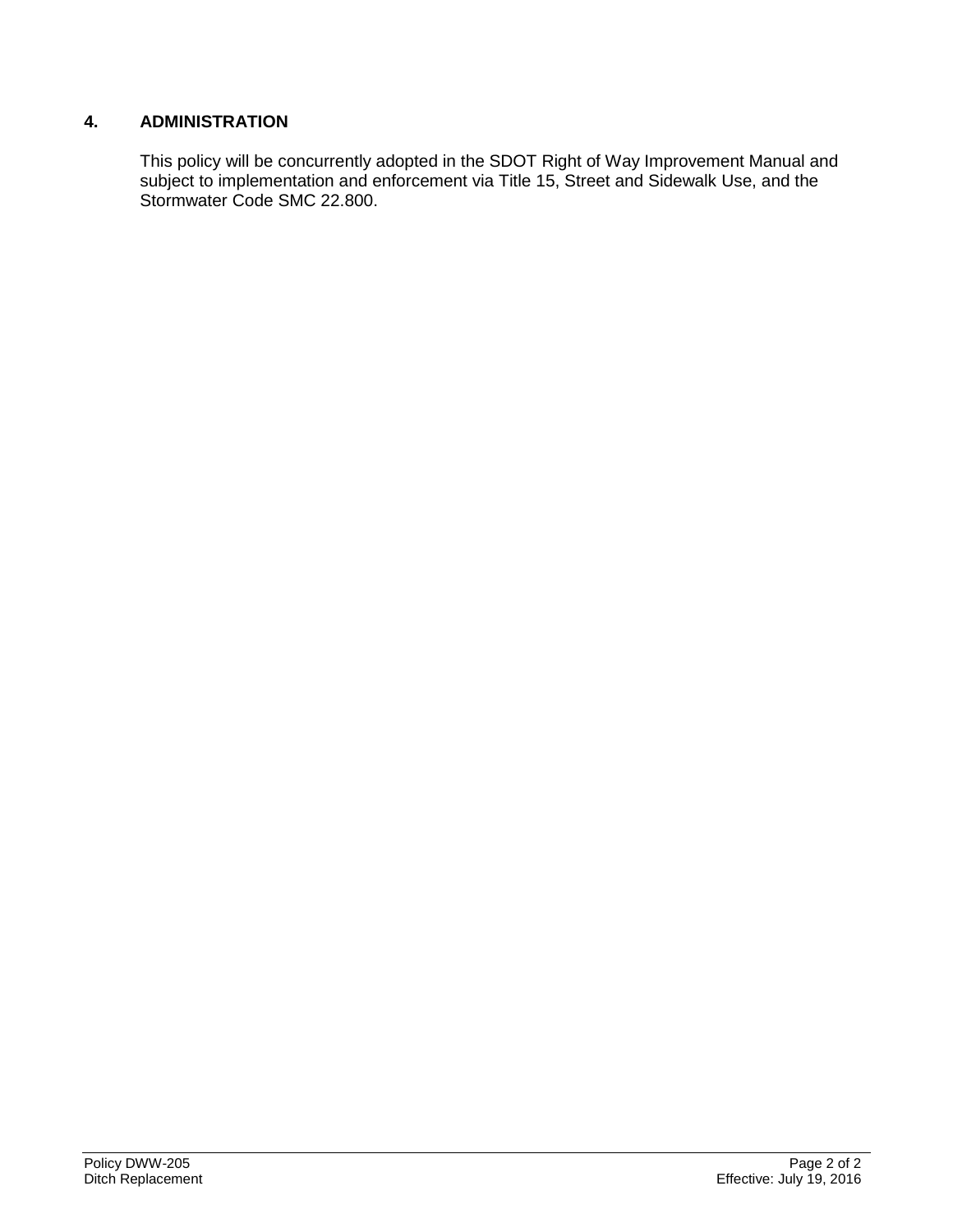## 4. ADMINISTRATION

This policy will be concurrently adopted in the SDOT Right of Way Improvement Manual and subject to implementation and enforcement via Title 15, Street and Sidewalk Use, and the Stormwater Code SMC 22.800.